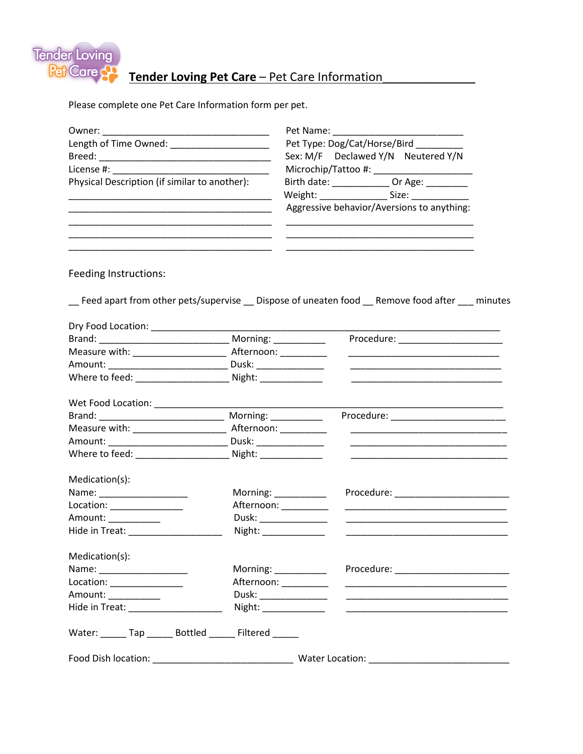# **Tender Loving Pet Care** – Pet Care Information

Please complete one Pet Care Information form per pet.

Owner: ________________________________

Length of Time Owned: __________________

Breed: ________________________________

License #: _____________________________

Physical Description (if similar to another):

_______________________________________

_______________________________________

_______________________________________

_______________________________________

_______________________________________

Pet Name: ________________________

Pet Type: Dog/Cat/Horse/Bird _________

Sex: M/F   Declawed Y/N   Neutered Y/N

Microchip/Tattoo #: ___________________

Birth date: ___________ Or Age: ________

Weight: _____________ Size: ___________

Aggressive behavior/Aversions to anything:

____________________________________

____________________________________

____________________________________

Feeding Instructions:

__ Feed apart from other pets/supervise __ Dispose of uneaten food __ Remove food after ___ minutes

Dry Food Location: ____________________________________________________________________

Brand: ________________________ Morning: __________ Procedure: ____________________

Measure with: __________________ Afternoon: _________ ______________________________

Amount: _______________________ Dusk: _____________ ______________________________

Where to feed: __________________ Night: ____________ ______________________________

Wet Food Location: ____________________________________________________________________

Brand: ________________________ Morning: __________ Procedure: ______________________

Measure with: __________________ Afternoon: _________ ________________________________

Amount: _______________________ Dusk: _____________ ________________________________

Where to feed: __________________ Night: ____________ ________________________________

Medication(s):

Name: _________________ Morning: __________ Procedure: _____________________

Location: ______________ Afternoon: _________ _______________________________

Amount: __________ Dusk: _____________ _______________________________

Hide in Treat: __________________ Night: ____________ _______________________________

Medication(s):

Name: _________________ Morning: __________ Procedure: _____________________

Location: ______________ Afternoon: _________ _______________________________

Amount: __________ Dusk: _____________ _______________________________

Hide in Treat: __________________ Night: ____________ _______________________________

Water: _____ Tap _____ Bottled _____ Filtered _____

Food Dish location: __________________________ Water Location: __________________________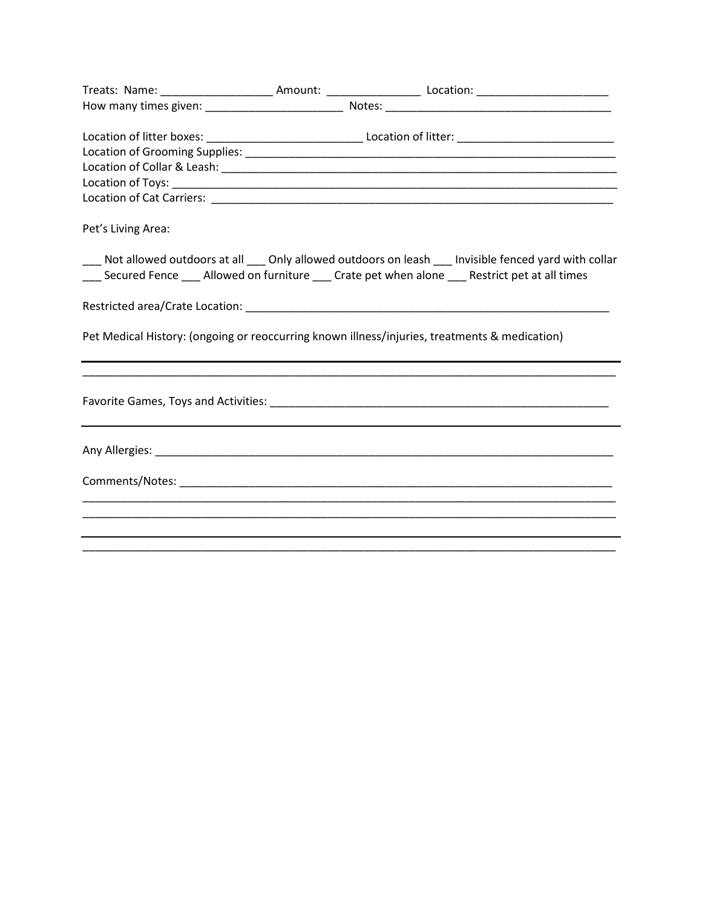Treats: Name: __________________ Amount: _______________ Location: _____________________
How many times given: ______________________ Notes: ____________________________________

Location of litter boxes: _________________________ Location of litter: _________________________
Location of Grooming Supplies: ____________________________________________________________
Location of Collar & Leash: _______________________________________________________________
Location of Toys: _______________________________________________________________________
Location of Cat Carriers: __________________________________________________________________

Pet's Living Area:

___ Not allowed outdoors at all ___ Only allowed outdoors on leash ___ Invisible fenced yard with collar
___ Secured Fence ___ Allowed on furniture ___ Crate pet when alone ___ Restrict pet at all times

Restricted area/Crate Location: ____________________________________________________________

Pet Medical History: (ongoing or reoccurring known illness/injuries, treatments & medication)

_________________________________________________________________________________________
_________________________________________________________________________________________

Favorite Games, Toys and Activities: __________________________________________________________
_________________________________________________________________________________________

Any Allergies: ___________________________________________________________________________

Comments/Notes: _________________________________________________________________________
_________________________________________________________________________________________
_________________________________________________________________________________________
_________________________________________________________________________________________
_________________________________________________________________________________________